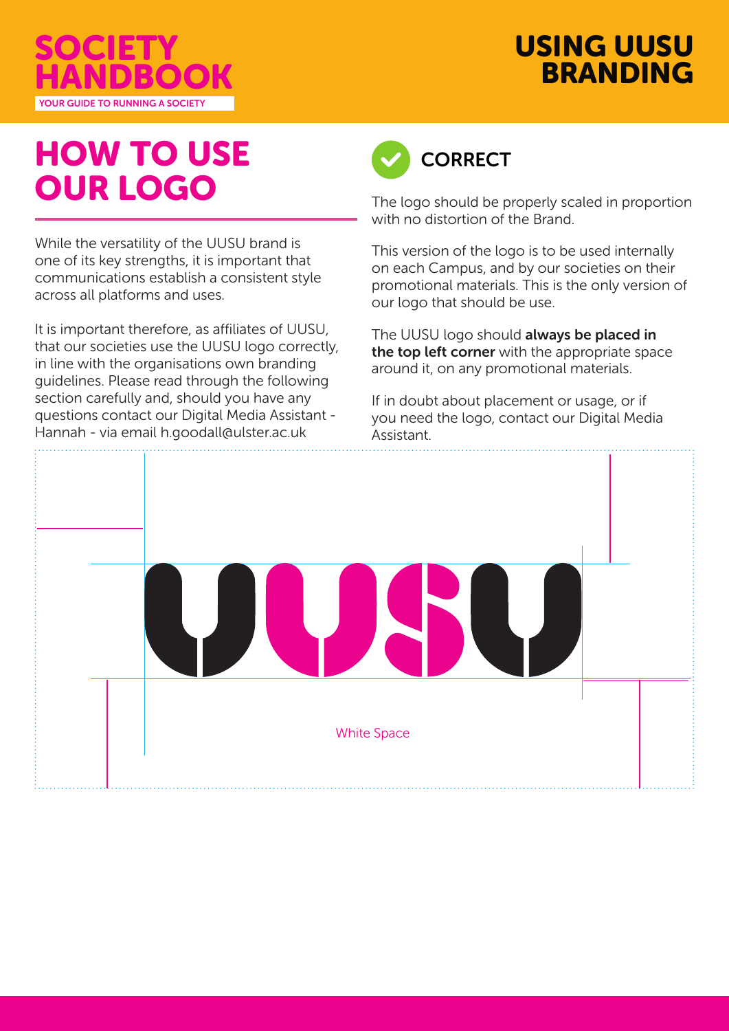# SOCIETY HANDBOOK

YOUR GUIDE TO RUNNING A SOCIETY

# USING UUSU BRANDING

## HOW TO USE OUR LOGO

While the versatility of the UUSU brand is one of its key strengths, it is important that communications establish a consistent style across all platforms and uses.

It is important therefore, as affiliates of UUSU, that our societies use the UUSU logo correctly, in line with the organisations own branding guidelines. Please read through the following section carefully and, should you have any questions contact our Digital Media Assistant - Hannah - via email h.goodall@ulster.ac.uk

### CORRECT

The logo should be properly scaled in proportion with no distortion of the Brand.

This version of the logo is to be used internally on each Campus, and by our societies on their promotional materials. This is the only version of our logo that should be use.

The UUSU logo should **always be placed in the top left corner** with the appropriate space around it, on any promotional materials.

If in doubt about placement or usage, or if you need the logo, contact our Digital Media Assistant.

UUSU

White Space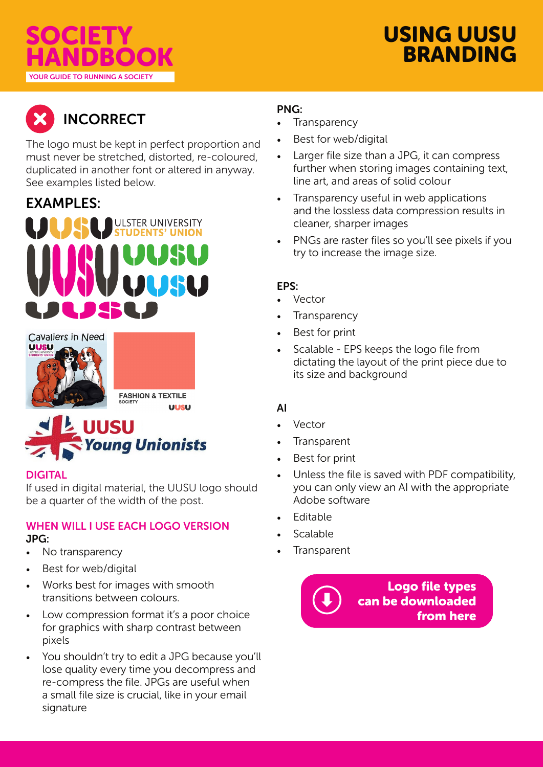# SOCIETY HANDBOOK

YOUR GUIDE TO RUNNING A SOCIETY

# USING UUSU BRANDING

## INCORRECT

The logo must be kept in perfect proportion and must never be stretched, distorted, re-coloured, duplicated in another font or altered in anyway. See examples listed below.

### EXAMPLES:

### DIGITAL

If used in digital material, the UUSU logo should be a quarter of the width of the post.

### WHEN WILL I USE EACH LOGO VERSION

**JPG:**

- No transparency
- Best for web/digital
- Works best for images with smooth transitions between colours.
- Low compression format it's a poor choice for graphics with sharp contrast between pixels
- You shouldn't try to edit a JPG because you'll lose quality every time you decompress and re-compress the file. JPGs are useful when a small file size is crucial, like in your email signature

**PNG:**

- Transparency
- Best for web/digital
- Larger file size than a JPG, it can compress further when storing images containing text, line art, and areas of solid colour
- Transparency useful in web applications and the lossless data compression results in cleaner, sharper images
- PNGs are raster files so you'll see pixels if you try to increase the image size.

**EPS:**

- Vector
- Transparency
- Best for print
- Scalable - EPS keeps the logo file from dictating the layout of the print piece due to its size and background

**AI**

- Vector
- Transparent
- Best for print
- Unless the file is saved with PDF compatibility, you can only view an AI with the appropriate Adobe software
- Editable
- Scalable
- Transparent

**Logo file types can be downloaded from here**